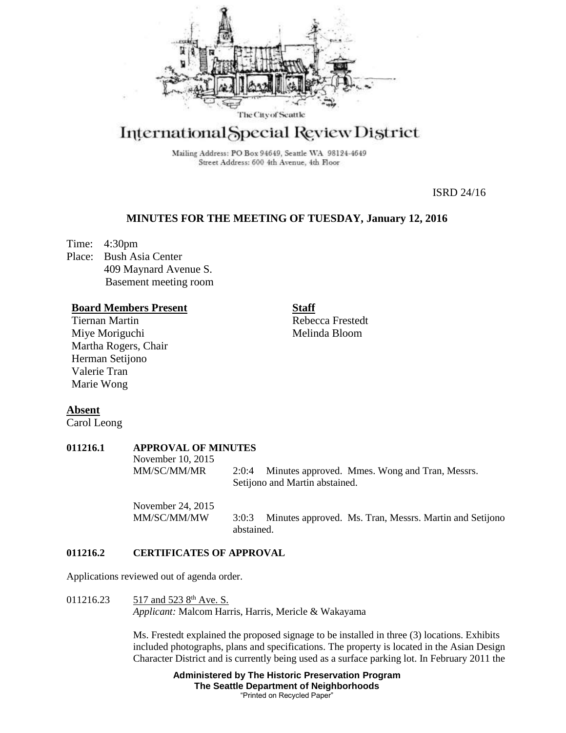The City of Seattle

# International Special Review District

Mailing Address: PO Box 94649, Seattle WA 98124-4649
Street Address: 600 4th Avenue, 4th Floor

ISRD 24/16

## MINUTES FOR THE MEETING OF TUESDAY, January 12, 2016

Time: 4:30pm
Place: Bush Asia Center
409 Maynard Avenue S.
Basement meeting room

**Board Members Present**
Tiernan Martin
Miye Moriguchi
Martha Rogers, Chair
Herman Setijono
Valerie Tran
Marie Wong

**Staff**
Rebecca Frestedt
Melinda Bloom

**Absent**
Carol Leong

**011216.1 APPROVAL OF MINUTES**

November 10, 2015
MM/SC/MM/MR 2:0:4 Minutes approved. Mmes. Wong and Tran, Messrs. Setijono and Martin abstained.

November 24, 2015
MM/SC/MM/MW 3:0:3 Minutes approved. Ms. Tran, Messrs. Martin and Setijono abstained.

**011216.2 CERTIFICATES OF APPROVAL**

Applications reviewed out of agenda order.

011216.23 517 and 523 8th Ave. S.
*Applicant:* Malcom Harris, Harris, Mericle & Wakayama

Ms. Frestedt explained the proposed signage to be installed in three (3) locations. Exhibits included photographs, plans and specifications. The property is located in the Asian Design Character District and is currently being used as a surface parking lot. In February 2011 the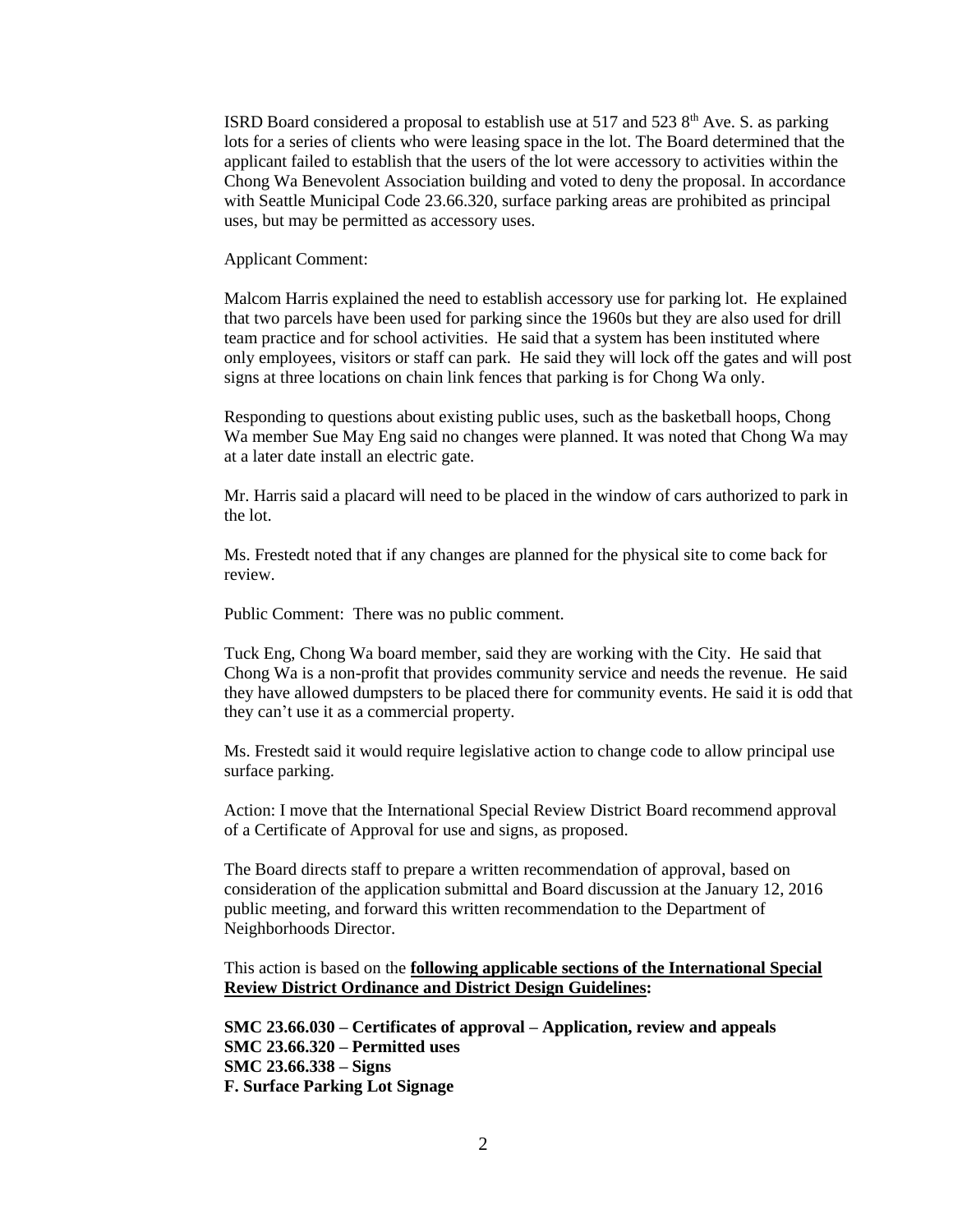ISRD Board considered a proposal to establish use at 517 and 523 8th Ave. S. as parking lots for a series of clients who were leasing space in the lot. The Board determined that the applicant failed to establish that the users of the lot were accessory to activities within the Chong Wa Benevolent Association building and voted to deny the proposal. In accordance with Seattle Municipal Code 23.66.320, surface parking areas are prohibited as principal uses, but may be permitted as accessory uses.

Applicant Comment:

Malcom Harris explained the need to establish accessory use for parking lot. He explained that two parcels have been used for parking since the 1960s but they are also used for drill team practice and for school activities. He said that a system has been instituted where only employees, visitors or staff can park. He said they will lock off the gates and will post signs at three locations on chain link fences that parking is for Chong Wa only.

Responding to questions about existing public uses, such as the basketball hoops, Chong Wa member Sue May Eng said no changes were planned. It was noted that Chong Wa may at a later date install an electric gate.

Mr. Harris said a placard will need to be placed in the window of cars authorized to park in the lot.

Ms. Frestedt noted that if any changes are planned for the physical site to come back for review.

Public Comment: There was no public comment.

Tuck Eng, Chong Wa board member, said they are working with the City. He said that Chong Wa is a non-profit that provides community service and needs the revenue. He said they have allowed dumpsters to be placed there for community events. He said it is odd that they can't use it as a commercial property.

Ms. Frestedt said it would require legislative action to change code to allow principal use surface parking.

Action: I move that the International Special Review District Board recommend approval of a Certificate of Approval for use and signs, as proposed.

The Board directs staff to prepare a written recommendation of approval, based on consideration of the application submittal and Board discussion at the January 12, 2016 public meeting, and forward this written recommendation to the Department of Neighborhoods Director.

This action is based on the **following applicable sections of the International Special Review District Ordinance and District Design Guidelines:**

**SMC 23.66.030 – Certificates of approval – Application, review and appeals**
**SMC 23.66.320 – Permitted uses**
**SMC 23.66.338 – Signs**
**F. Surface Parking Lot Signage**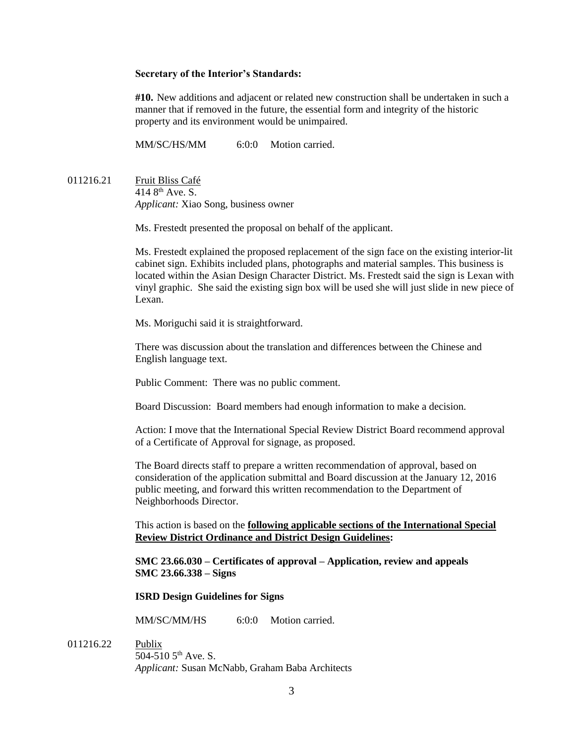**Secretary of the Interior's Standards:**

**#10.** New additions and adjacent or related new construction shall be undertaken in such a manner that if removed in the future, the essential form and integrity of the historic property and its environment would be unimpaired.

MM/SC/HS/MM 6:0:0 Motion carried.

011216.21 Fruit Bliss Café
414 8th Ave. S.
*Applicant:* Xiao Song, business owner

Ms. Frestedt presented the proposal on behalf of the applicant.

Ms. Frestedt explained the proposed replacement of the sign face on the existing interior-lit cabinet sign. Exhibits included plans, photographs and material samples. This business is located within the Asian Design Character District. Ms. Frestedt said the sign is Lexan with vinyl graphic. She said the existing sign box will be used she will just slide in new piece of Lexan.

Ms. Moriguchi said it is straightforward.

There was discussion about the translation and differences between the Chinese and English language text.

Public Comment: There was no public comment.

Board Discussion: Board members had enough information to make a decision.

Action: I move that the International Special Review District Board recommend approval of a Certificate of Approval for signage, as proposed.

The Board directs staff to prepare a written recommendation of approval, based on consideration of the application submittal and Board discussion at the January 12, 2016 public meeting, and forward this written recommendation to the Department of Neighborhoods Director.

This action is based on the **following applicable sections of the International Special Review District Ordinance and District Design Guidelines:**

**SMC 23.66.030 – Certificates of approval – Application, review and appeals**
**SMC 23.66.338 – Signs**

**ISRD Design Guidelines for Signs**

MM/SC/MM/HS 6:0:0 Motion carried.

011216.22 Publix
504-510 5th Ave. S.
*Applicant:* Susan McNabb, Graham Baba Architects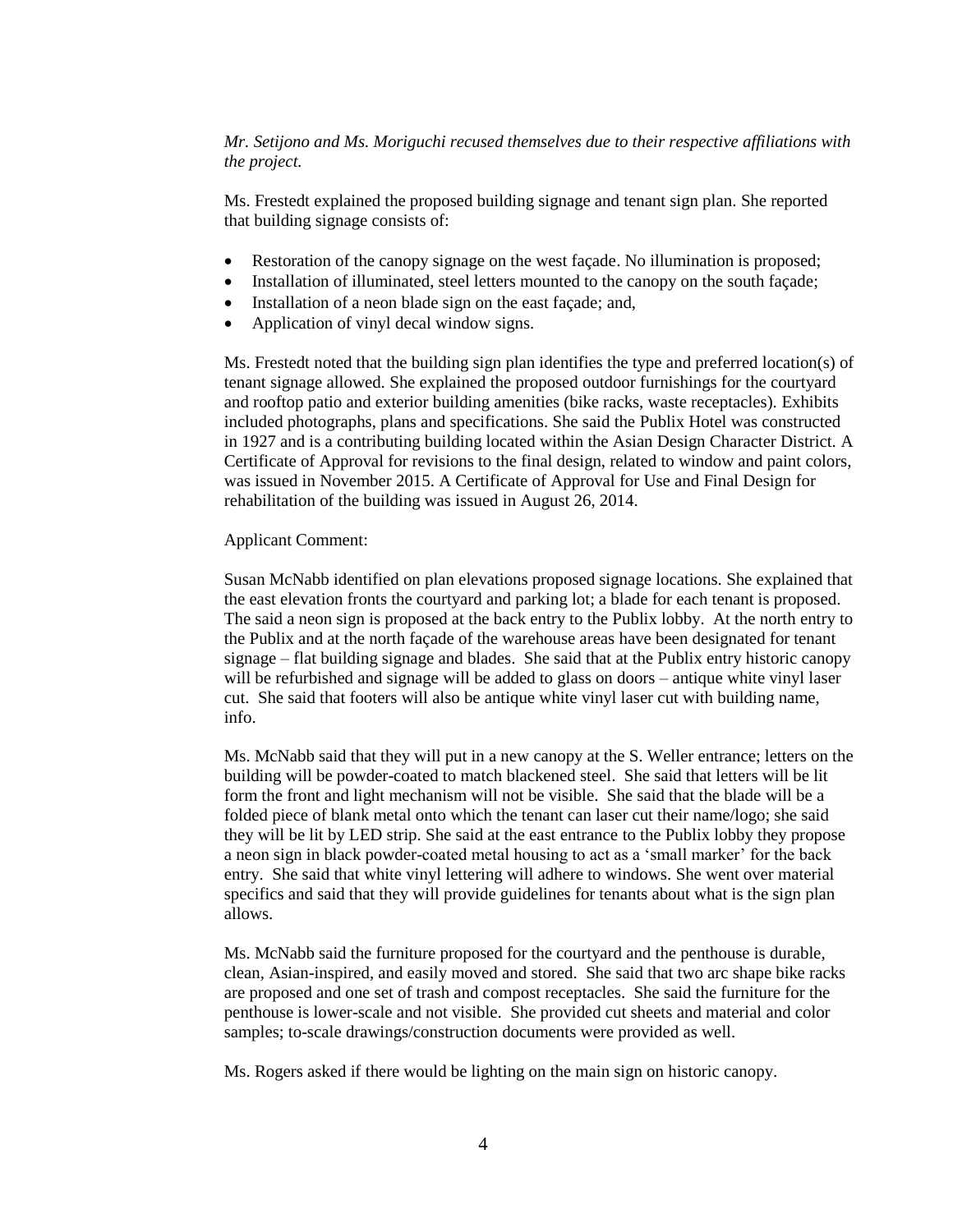*Mr. Setijono and Ms. Moriguchi recused themselves due to their respective affiliations with the project.*

Ms. Frestedt explained the proposed building signage and tenant sign plan. She reported that building signage consists of:

- Restoration of the canopy signage on the west façade. No illumination is proposed;
- Installation of illuminated, steel letters mounted to the canopy on the south façade;
- Installation of a neon blade sign on the east façade; and,
- Application of vinyl decal window signs.

Ms. Frestedt noted that the building sign plan identifies the type and preferred location(s) of tenant signage allowed. She explained the proposed outdoor furnishings for the courtyard and rooftop patio and exterior building amenities (bike racks, waste receptacles). Exhibits included photographs, plans and specifications. She said the Publix Hotel was constructed in 1927 and is a contributing building located within the Asian Design Character District. A Certificate of Approval for revisions to the final design, related to window and paint colors, was issued in November 2015. A Certificate of Approval for Use and Final Design for rehabilitation of the building was issued in August 26, 2014.

Applicant Comment:

Susan McNabb identified on plan elevations proposed signage locations. She explained that the east elevation fronts the courtyard and parking lot; a blade for each tenant is proposed. The said a neon sign is proposed at the back entry to the Publix lobby. At the north entry to the Publix and at the north façade of the warehouse areas have been designated for tenant signage – flat building signage and blades. She said that at the Publix entry historic canopy will be refurbished and signage will be added to glass on doors – antique white vinyl laser cut. She said that footers will also be antique white vinyl laser cut with building name, info.

Ms. McNabb said that they will put in a new canopy at the S. Weller entrance; letters on the building will be powder-coated to match blackened steel. She said that letters will be lit form the front and light mechanism will not be visible. She said that the blade will be a folded piece of blank metal onto which the tenant can laser cut their name/logo; she said they will be lit by LED strip. She said at the east entrance to the Publix lobby they propose a neon sign in black powder-coated metal housing to act as a 'small marker' for the back entry. She said that white vinyl lettering will adhere to windows. She went over material specifics and said that they will provide guidelines for tenants about what is the sign plan allows.

Ms. McNabb said the furniture proposed for the courtyard and the penthouse is durable, clean, Asian-inspired, and easily moved and stored. She said that two arc shape bike racks are proposed and one set of trash and compost receptacles. She said the furniture for the penthouse is lower-scale and not visible. She provided cut sheets and material and color samples; to-scale drawings/construction documents were provided as well.

Ms. Rogers asked if there would be lighting on the main sign on historic canopy.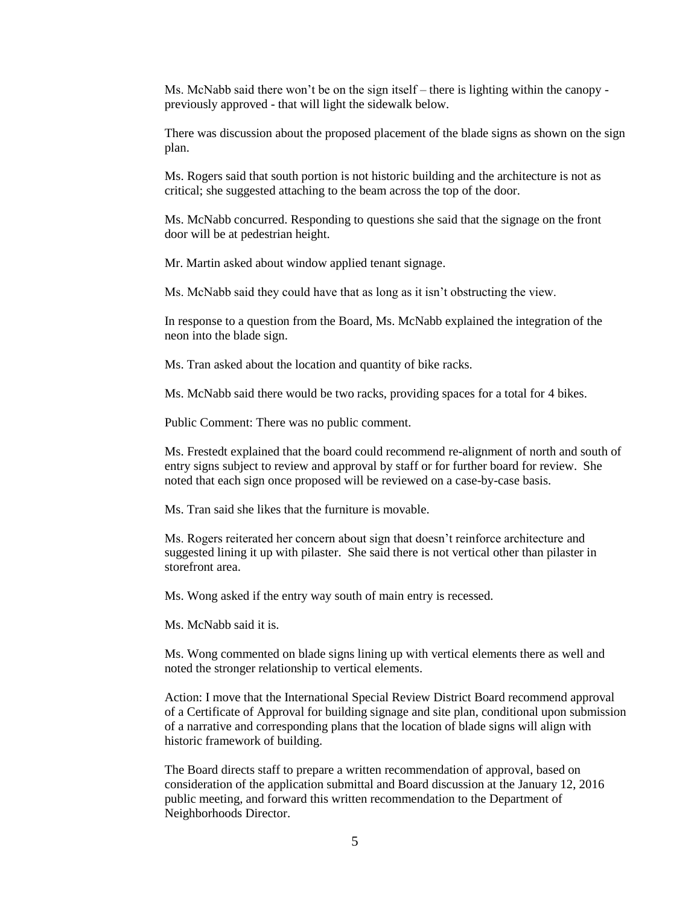Ms. McNabb said there won't be on the sign itself – there is lighting within the canopy - previously approved - that will light the sidewalk below.

There was discussion about the proposed placement of the blade signs as shown on the sign plan.

Ms. Rogers said that south portion is not historic building and the architecture is not as critical; she suggested attaching to the beam across the top of the door.

Ms. McNabb concurred. Responding to questions she said that the signage on the front door will be at pedestrian height.

Mr. Martin asked about window applied tenant signage.

Ms. McNabb said they could have that as long as it isn't obstructing the view.

In response to a question from the Board, Ms. McNabb explained the integration of the neon into the blade sign.

Ms. Tran asked about the location and quantity of bike racks.

Ms. McNabb said there would be two racks, providing spaces for a total for 4 bikes.

Public Comment: There was no public comment.

Ms. Frestedt explained that the board could recommend re-alignment of north and south of entry signs subject to review and approval by staff or for further board for review. She noted that each sign once proposed will be reviewed on a case-by-case basis.

Ms. Tran said she likes that the furniture is movable.

Ms. Rogers reiterated her concern about sign that doesn't reinforce architecture and suggested lining it up with pilaster. She said there is not vertical other than pilaster in storefront area.

Ms. Wong asked if the entry way south of main entry is recessed.

Ms. McNabb said it is.

Ms. Wong commented on blade signs lining up with vertical elements there as well and noted the stronger relationship to vertical elements.

Action: I move that the International Special Review District Board recommend approval of a Certificate of Approval for building signage and site plan, conditional upon submission of a narrative and corresponding plans that the location of blade signs will align with historic framework of building.

The Board directs staff to prepare a written recommendation of approval, based on consideration of the application submittal and Board discussion at the January 12, 2016 public meeting, and forward this written recommendation to the Department of Neighborhoods Director.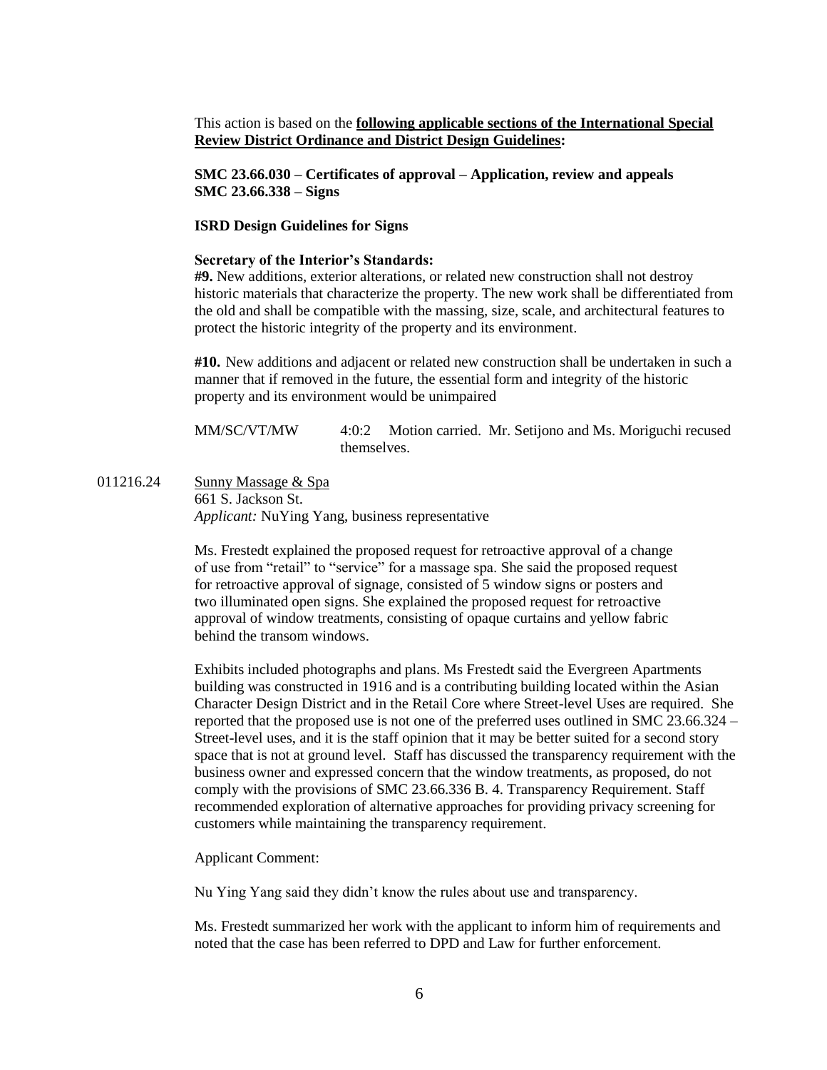This action is based on the **following applicable sections of the International Special Review District Ordinance and District Design Guidelines:**

**SMC 23.66.030 – Certificates of approval – Application, review and appeals**
**SMC 23.66.338 – Signs**

**ISRD Design Guidelines for Signs**

**Secretary of the Interior's Standards:**
**#9.** New additions, exterior alterations, or related new construction shall not destroy historic materials that characterize the property. The new work shall be differentiated from the old and shall be compatible with the massing, size, scale, and architectural features to protect the historic integrity of the property and its environment.

**#10.** New additions and adjacent or related new construction shall be undertaken in such a manner that if removed in the future, the essential form and integrity of the historic property and its environment would be unimpaired

MM/SC/VT/MW 4:0:2 Motion carried. Mr. Setijono and Ms. Moriguchi recused themselves.

011216.24 Sunny Massage & Spa
661 S. Jackson St.
*Applicant:* NuYing Yang, business representative

Ms. Frestedt explained the proposed request for retroactive approval of a change of use from "retail" to "service" for a massage spa. She said the proposed request for retroactive approval of signage, consisted of 5 window signs or posters and two illuminated open signs. She explained the proposed request for retroactive approval of window treatments, consisting of opaque curtains and yellow fabric behind the transom windows.

Exhibits included photographs and plans. Ms Frestedt said the Evergreen Apartments building was constructed in 1916 and is a contributing building located within the Asian Character Design District and in the Retail Core where Street-level Uses are required. She reported that the proposed use is not one of the preferred uses outlined in SMC 23.66.324 – Street-level uses, and it is the staff opinion that it may be better suited for a second story space that is not at ground level. Staff has discussed the transparency requirement with the business owner and expressed concern that the window treatments, as proposed, do not comply with the provisions of SMC 23.66.336 B. 4. Transparency Requirement. Staff recommended exploration of alternative approaches for providing privacy screening for customers while maintaining the transparency requirement.

Applicant Comment:

Nu Ying Yang said they didn't know the rules about use and transparency.

Ms. Frestedt summarized her work with the applicant to inform him of requirements and noted that the case has been referred to DPD and Law for further enforcement.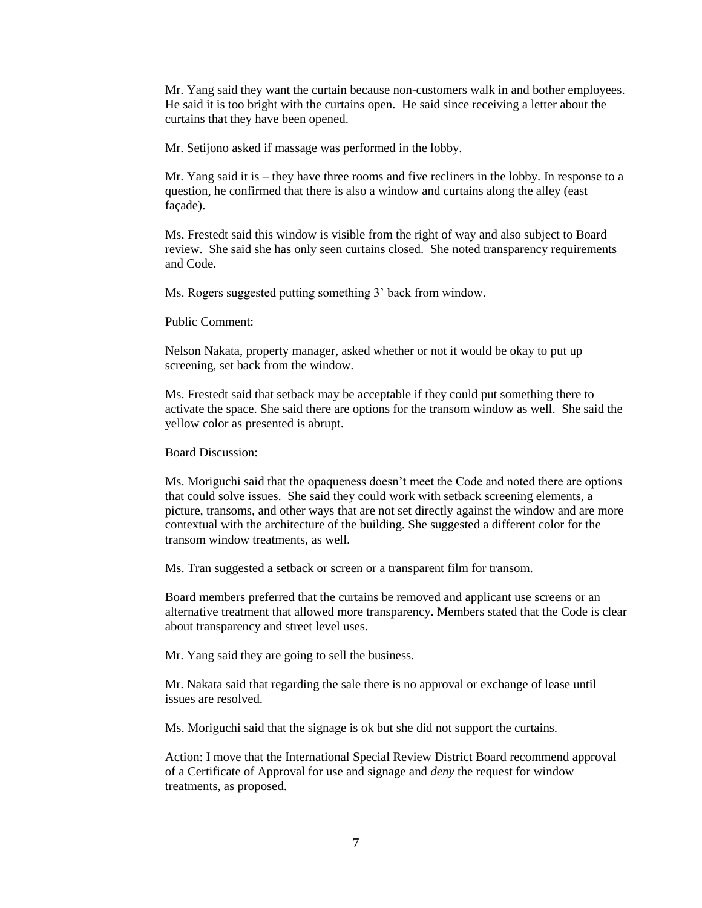Mr. Yang said they want the curtain because non-customers walk in and bother employees. He said it is too bright with the curtains open. He said since receiving a letter about the curtains that they have been opened.

Mr. Setijono asked if massage was performed in the lobby.

Mr. Yang said it is – they have three rooms and five recliners in the lobby. In response to a question, he confirmed that there is also a window and curtains along the alley (east façade).

Ms. Frestedt said this window is visible from the right of way and also subject to Board review. She said she has only seen curtains closed. She noted transparency requirements and Code.

Ms. Rogers suggested putting something 3' back from window.

Public Comment:

Nelson Nakata, property manager, asked whether or not it would be okay to put up screening, set back from the window.

Ms. Frestedt said that setback may be acceptable if they could put something there to activate the space. She said there are options for the transom window as well. She said the yellow color as presented is abrupt.

Board Discussion:

Ms. Moriguchi said that the opaqueness doesn't meet the Code and noted there are options that could solve issues. She said they could work with setback screening elements, a picture, transoms, and other ways that are not set directly against the window and are more contextual with the architecture of the building. She suggested a different color for the transom window treatments, as well.

Ms. Tran suggested a setback or screen or a transparent film for transom.

Board members preferred that the curtains be removed and applicant use screens or an alternative treatment that allowed more transparency. Members stated that the Code is clear about transparency and street level uses.

Mr. Yang said they are going to sell the business.

Mr. Nakata said that regarding the sale there is no approval or exchange of lease until issues are resolved.

Ms. Moriguchi said that the signage is ok but she did not support the curtains.

Action: I move that the International Special Review District Board recommend approval of a Certificate of Approval for use and signage and *deny* the request for window treatments, as proposed.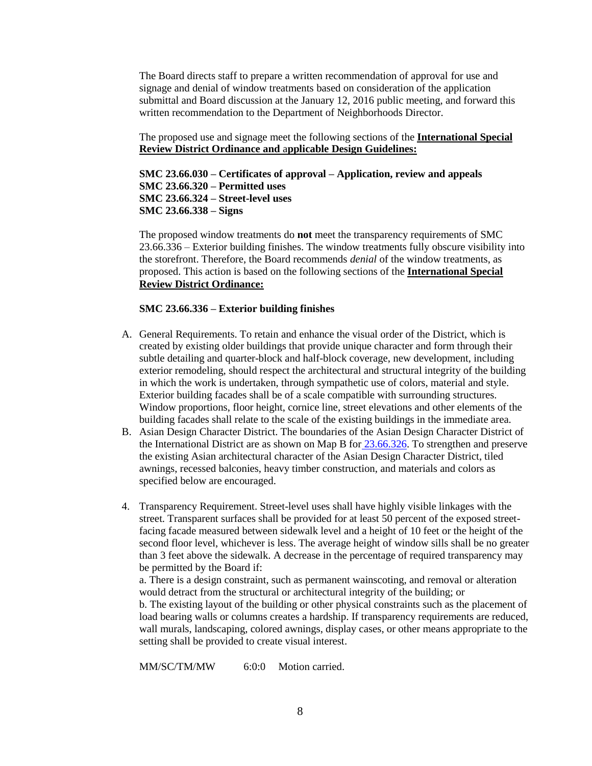The Board directs staff to prepare a written recommendation of approval for use and signage and denial of window treatments based on consideration of the application submittal and Board discussion at the January 12, 2016 public meeting, and forward this written recommendation to the Department of Neighborhoods Director.

The proposed use and signage meet the following sections of the **International Special Review District Ordinance and applicable Design Guidelines:**

**SMC 23.66.030 – Certificates of approval – Application, review and appeals**
**SMC 23.66.320 – Permitted uses**
**SMC 23.66.324 – Street-level uses**
**SMC 23.66.338 – Signs**

The proposed window treatments do **not** meet the transparency requirements of SMC 23.66.336 – Exterior building finishes. The window treatments fully obscure visibility into the storefront. Therefore, the Board recommends *denial* of the window treatments, as proposed. This action is based on the following sections of the **International Special Review District Ordinance:**

**SMC 23.66.336 – Exterior building finishes**

A. General Requirements. To retain and enhance the visual order of the District, which is created by existing older buildings that provide unique character and form through their subtle detailing and quarter-block and half-block coverage, new development, including exterior remodeling, should respect the architectural and structural integrity of the building in which the work is undertaken, through sympathetic use of colors, material and style. Exterior building facades shall be of a scale compatible with surrounding structures. Window proportions, floor height, cornice line, street elevations and other elements of the building facades shall relate to the scale of the existing buildings in the immediate area.

B. Asian Design Character District. The boundaries of the Asian Design Character District of the International District are as shown on Map B for 23.66.326. To strengthen and preserve the existing Asian architectural character of the Asian Design Character District, tiled awnings, recessed balconies, heavy timber construction, and materials and colors as specified below are encouraged.

4. Transparency Requirement. Street-level uses shall have highly visible linkages with the street. Transparent surfaces shall be provided for at least 50 percent of the exposed street-facing facade measured between sidewalk level and a height of 10 feet or the height of the second floor level, whichever is less. The average height of window sills shall be no greater than 3 feet above the sidewalk. A decrease in the percentage of required transparency may be permitted by the Board if:
a. There is a design constraint, such as permanent wainscoting, and removal or alteration would detract from the structural or architectural integrity of the building; or
b. The existing layout of the building or other physical constraints such as the placement of load bearing walls or columns creates a hardship. If transparency requirements are reduced, wall murals, landscaping, colored awnings, display cases, or other means appropriate to the setting shall be provided to create visual interest.

MM/SC/TM/MW 6:0:0 Motion carried.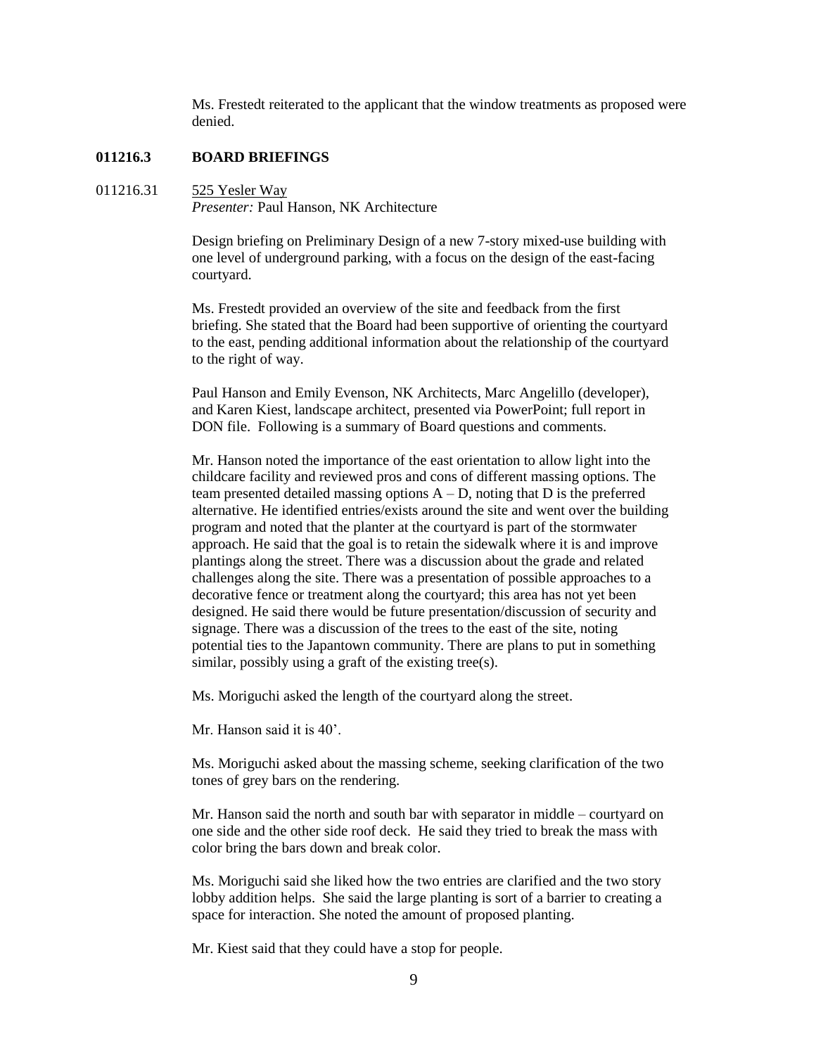Ms. Frestedt reiterated to the applicant that the window treatments as proposed were denied.

## 011216.3 BOARD BRIEFINGS

011216.31 <u>525 Yesler Way</u>
*Presenter:* Paul Hanson, NK Architecture

Design briefing on Preliminary Design of a new 7-story mixed-use building with one level of underground parking, with a focus on the design of the east-facing courtyard.

Ms. Frestedt provided an overview of the site and feedback from the first briefing. She stated that the Board had been supportive of orienting the courtyard to the east, pending additional information about the relationship of the courtyard to the right of way.

Paul Hanson and Emily Evenson, NK Architects, Marc Angelillo (developer), and Karen Kiest, landscape architect, presented via PowerPoint; full report in DON file. Following is a summary of Board questions and comments.

Mr. Hanson noted the importance of the east orientation to allow light into the childcare facility and reviewed pros and cons of different massing options. The team presented detailed massing options A – D, noting that D is the preferred alternative. He identified entries/exists around the site and went over the building program and noted that the planter at the courtyard is part of the stormwater approach. He said that the goal is to retain the sidewalk where it is and improve plantings along the street. There was a discussion about the grade and related challenges along the site. There was a presentation of possible approaches to a decorative fence or treatment along the courtyard; this area has not yet been designed. He said there would be future presentation/discussion of security and signage. There was a discussion of the trees to the east of the site, noting potential ties to the Japantown community. There are plans to put in something similar, possibly using a graft of the existing tree(s).

Ms. Moriguchi asked the length of the courtyard along the street.

Mr. Hanson said it is 40'.

Ms. Moriguchi asked about the massing scheme, seeking clarification of the two tones of grey bars on the rendering.

Mr. Hanson said the north and south bar with separator in middle – courtyard on one side and the other side roof deck. He said they tried to break the mass with color bring the bars down and break color.

Ms. Moriguchi said she liked how the two entries are clarified and the two story lobby addition helps. She said the large planting is sort of a barrier to creating a space for interaction. She noted the amount of proposed planting.

Mr. Kiest said that they could have a stop for people.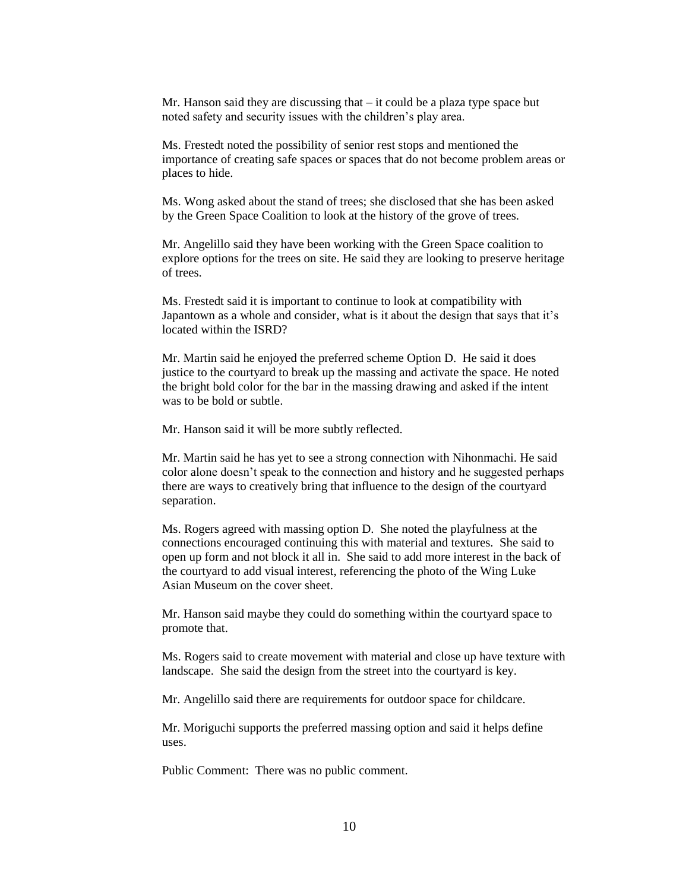Mr. Hanson said they are discussing that – it could be a plaza type space but noted safety and security issues with the children's play area.

Ms. Frestedt noted the possibility of senior rest stops and mentioned the importance of creating safe spaces or spaces that do not become problem areas or places to hide.

Ms. Wong asked about the stand of trees; she disclosed that she has been asked by the Green Space Coalition to look at the history of the grove of trees.

Mr. Angelillo said they have been working with the Green Space coalition to explore options for the trees on site. He said they are looking to preserve heritage of trees.

Ms. Frestedt said it is important to continue to look at compatibility with Japantown as a whole and consider, what is it about the design that says that it's located within the ISRD?

Mr. Martin said he enjoyed the preferred scheme Option D. He said it does justice to the courtyard to break up the massing and activate the space. He noted the bright bold color for the bar in the massing drawing and asked if the intent was to be bold or subtle.

Mr. Hanson said it will be more subtly reflected.

Mr. Martin said he has yet to see a strong connection with Nihonmachi. He said color alone doesn't speak to the connection and history and he suggested perhaps there are ways to creatively bring that influence to the design of the courtyard separation.

Ms. Rogers agreed with massing option D. She noted the playfulness at the connections encouraged continuing this with material and textures. She said to open up form and not block it all in. She said to add more interest in the back of the courtyard to add visual interest, referencing the photo of the Wing Luke Asian Museum on the cover sheet.

Mr. Hanson said maybe they could do something within the courtyard space to promote that.

Ms. Rogers said to create movement with material and close up have texture with landscape. She said the design from the street into the courtyard is key.

Mr. Angelillo said there are requirements for outdoor space for childcare.

Mr. Moriguchi supports the preferred massing option and said it helps define uses.

Public Comment: There was no public comment.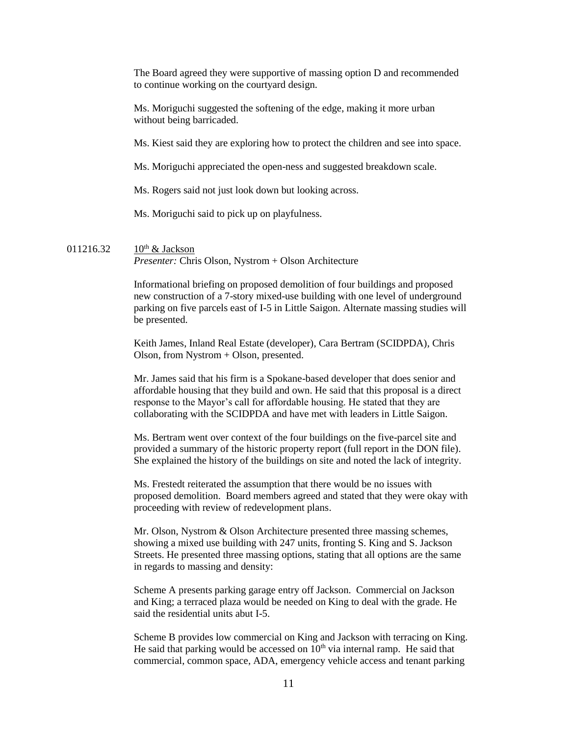The Board agreed they were supportive of massing option D and recommended to continue working on the courtyard design.

Ms. Moriguchi suggested the softening of the edge, making it more urban without being barricaded.

Ms. Kiest said they are exploring how to protect the children and see into space.

Ms. Moriguchi appreciated the open-ness and suggested breakdown scale.

Ms. Rogers said not just look down but looking across.

Ms. Moriguchi said to pick up on playfulness.

011216.32 10th & Jackson
*Presenter:* Chris Olson, Nystrom + Olson Architecture

Informational briefing on proposed demolition of four buildings and proposed new construction of a 7-story mixed-use building with one level of underground parking on five parcels east of I-5 in Little Saigon. Alternate massing studies will be presented.

Keith James, Inland Real Estate (developer), Cara Bertram (SCIDPDA), Chris Olson, from Nystrom + Olson, presented.

Mr. James said that his firm is a Spokane-based developer that does senior and affordable housing that they build and own. He said that this proposal is a direct response to the Mayor's call for affordable housing. He stated that they are collaborating with the SCIDPDA and have met with leaders in Little Saigon.

Ms. Bertram went over context of the four buildings on the five-parcel site and provided a summary of the historic property report (full report in the DON file). She explained the history of the buildings on site and noted the lack of integrity.

Ms. Frestedt reiterated the assumption that there would be no issues with proposed demolition. Board members agreed and stated that they were okay with proceeding with review of redevelopment plans.

Mr. Olson, Nystrom & Olson Architecture presented three massing schemes, showing a mixed use building with 247 units, fronting S. King and S. Jackson Streets. He presented three massing options, stating that all options are the same in regards to massing and density:

Scheme A presents parking garage entry off Jackson. Commercial on Jackson and King; a terraced plaza would be needed on King to deal with the grade. He said the residential units abut I-5.

Scheme B provides low commercial on King and Jackson with terracing on King. He said that parking would be accessed on 10th via internal ramp. He said that commercial, common space, ADA, emergency vehicle access and tenant parking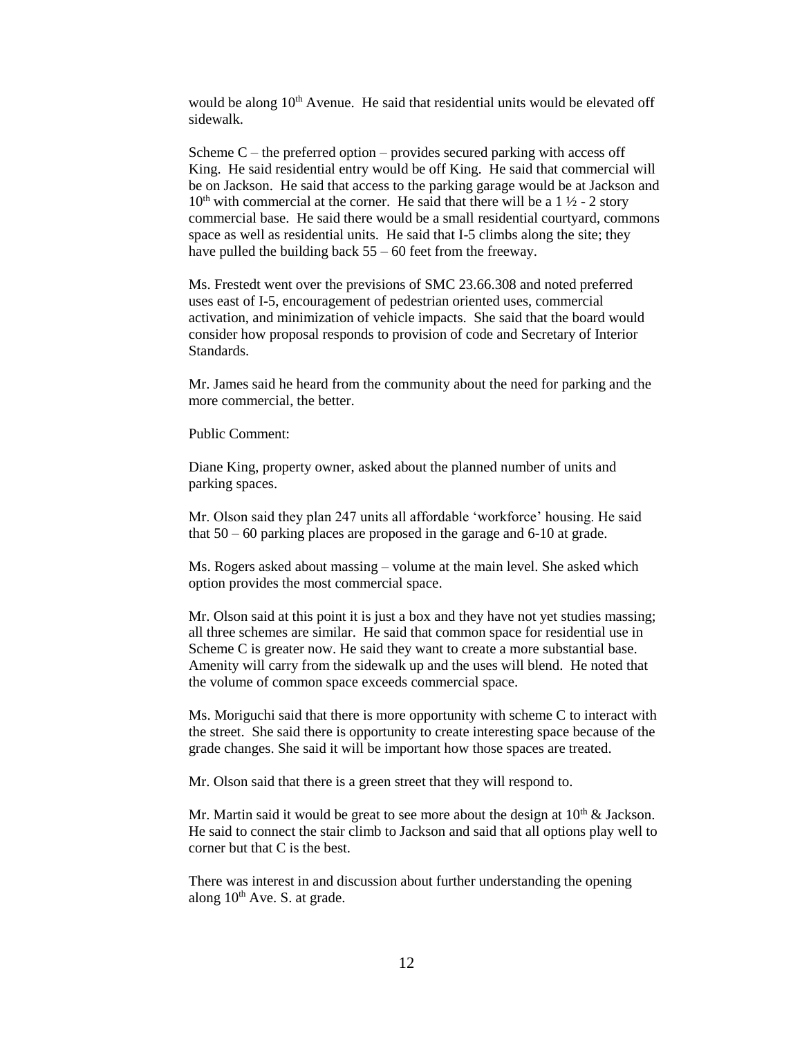would be along 10th Avenue. He said that residential units would be elevated off sidewalk.

Scheme C – the preferred option – provides secured parking with access off King. He said residential entry would be off King. He said that commercial will be on Jackson. He said that access to the parking garage would be at Jackson and 10th with commercial at the corner. He said that there will be a 1 ½ - 2 story commercial base. He said there would be a small residential courtyard, commons space as well as residential units. He said that I-5 climbs along the site; they have pulled the building back 55 – 60 feet from the freeway.

Ms. Frestedt went over the previsions of SMC 23.66.308 and noted preferred uses east of I-5, encouragement of pedestrian oriented uses, commercial activation, and minimization of vehicle impacts. She said that the board would consider how proposal responds to provision of code and Secretary of Interior Standards.

Mr. James said he heard from the community about the need for parking and the more commercial, the better.

Public Comment:

Diane King, property owner, asked about the planned number of units and parking spaces.

Mr. Olson said they plan 247 units all affordable 'workforce' housing. He said that 50 – 60 parking places are proposed in the garage and 6-10 at grade.

Ms. Rogers asked about massing – volume at the main level. She asked which option provides the most commercial space.

Mr. Olson said at this point it is just a box and they have not yet studies massing; all three schemes are similar. He said that common space for residential use in Scheme C is greater now. He said they want to create a more substantial base. Amenity will carry from the sidewalk up and the uses will blend. He noted that the volume of common space exceeds commercial space.

Ms. Moriguchi said that there is more opportunity with scheme C to interact with the street. She said there is opportunity to create interesting space because of the grade changes. She said it will be important how those spaces are treated.

Mr. Olson said that there is a green street that they will respond to.

Mr. Martin said it would be great to see more about the design at 10th & Jackson. He said to connect the stair climb to Jackson and said that all options play well to corner but that C is the best.

There was interest in and discussion about further understanding the opening along 10th Ave. S. at grade.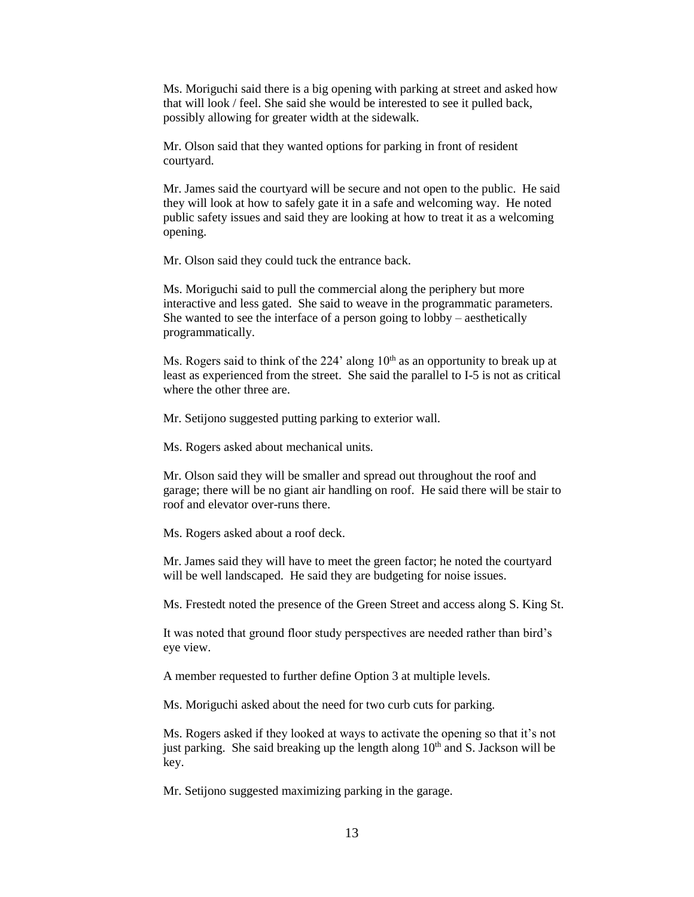Ms. Moriguchi said there is a big opening with parking at street and asked how that will look / feel. She said she would be interested to see it pulled back, possibly allowing for greater width at the sidewalk.

Mr. Olson said that they wanted options for parking in front of resident courtyard.

Mr. James said the courtyard will be secure and not open to the public. He said they will look at how to safely gate it in a safe and welcoming way. He noted public safety issues and said they are looking at how to treat it as a welcoming opening.

Mr. Olson said they could tuck the entrance back.

Ms. Moriguchi said to pull the commercial along the periphery but more interactive and less gated. She said to weave in the programmatic parameters. She wanted to see the interface of a person going to lobby – aesthetically programmatically.

Ms. Rogers said to think of the 224' along 10th as an opportunity to break up at least as experienced from the street. She said the parallel to I-5 is not as critical where the other three are.

Mr. Setijono suggested putting parking to exterior wall.

Ms. Rogers asked about mechanical units.

Mr. Olson said they will be smaller and spread out throughout the roof and garage; there will be no giant air handling on roof. He said there will be stair to roof and elevator over-runs there.

Ms. Rogers asked about a roof deck.

Mr. James said they will have to meet the green factor; he noted the courtyard will be well landscaped. He said they are budgeting for noise issues.

Ms. Frestedt noted the presence of the Green Street and access along S. King St.

It was noted that ground floor study perspectives are needed rather than bird's eye view.

A member requested to further define Option 3 at multiple levels.

Ms. Moriguchi asked about the need for two curb cuts for parking.

Ms. Rogers asked if they looked at ways to activate the opening so that it's not just parking. She said breaking up the length along 10th and S. Jackson will be key.

Mr. Setijono suggested maximizing parking in the garage.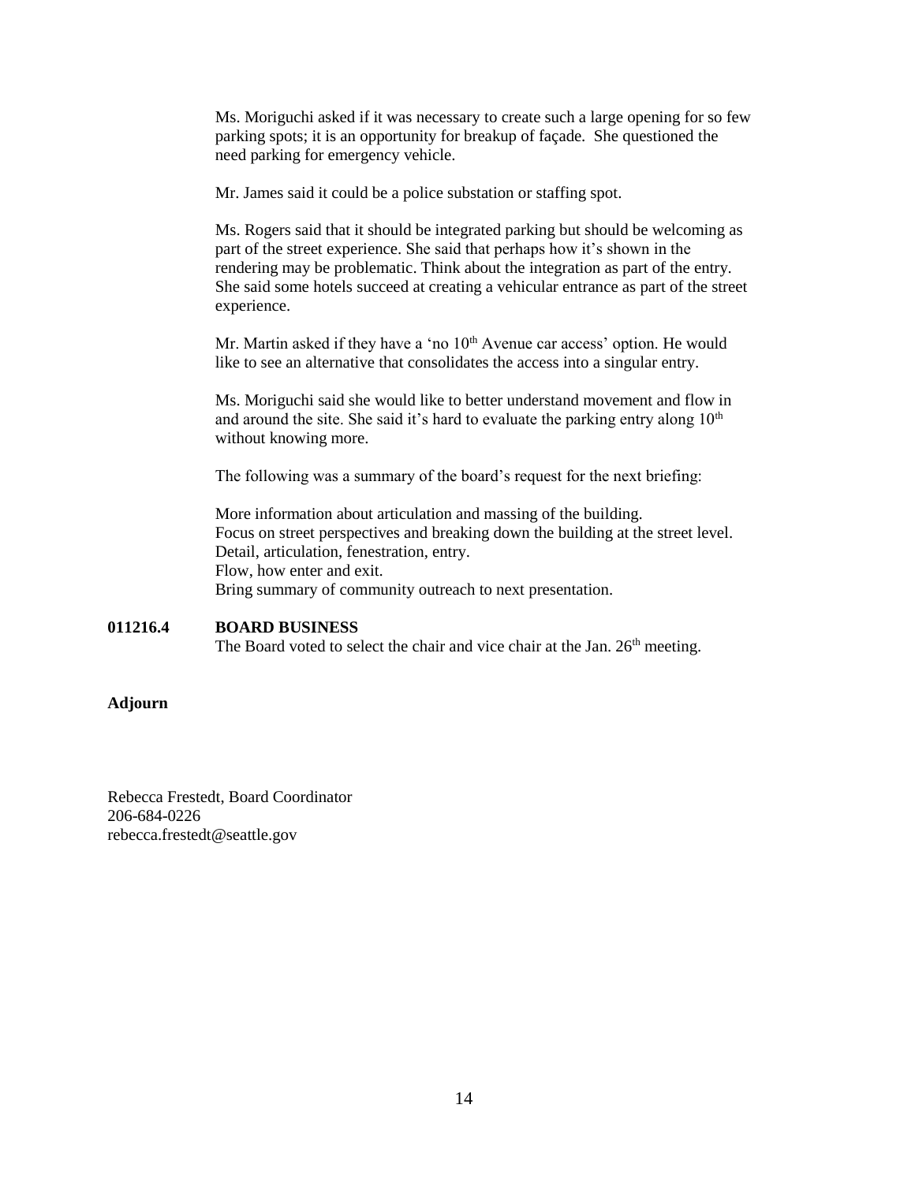Ms. Moriguchi asked if it was necessary to create such a large opening for so few parking spots; it is an opportunity for breakup of façade. She questioned the need parking for emergency vehicle.

Mr. James said it could be a police substation or staffing spot.

Ms. Rogers said that it should be integrated parking but should be welcoming as part of the street experience. She said that perhaps how it's shown in the rendering may be problematic. Think about the integration as part of the entry. She said some hotels succeed at creating a vehicular entrance as part of the street experience.

Mr. Martin asked if they have a 'no 10th Avenue car access' option. He would like to see an alternative that consolidates the access into a singular entry.

Ms. Moriguchi said she would like to better understand movement and flow in and around the site. She said it's hard to evaluate the parking entry along 10th without knowing more.

The following was a summary of the board's request for the next briefing:

More information about articulation and massing of the building.
Focus on street perspectives and breaking down the building at the street level.
Detail, articulation, fenestration, entry.
Flow, how enter and exit.
Bring summary of community outreach to next presentation.

**011216.4 BOARD BUSINESS**

The Board voted to select the chair and vice chair at the Jan. 26th meeting.

**Adjourn**

Rebecca Frestedt, Board Coordinator
206-684-0226
rebecca.frestedt@seattle.gov